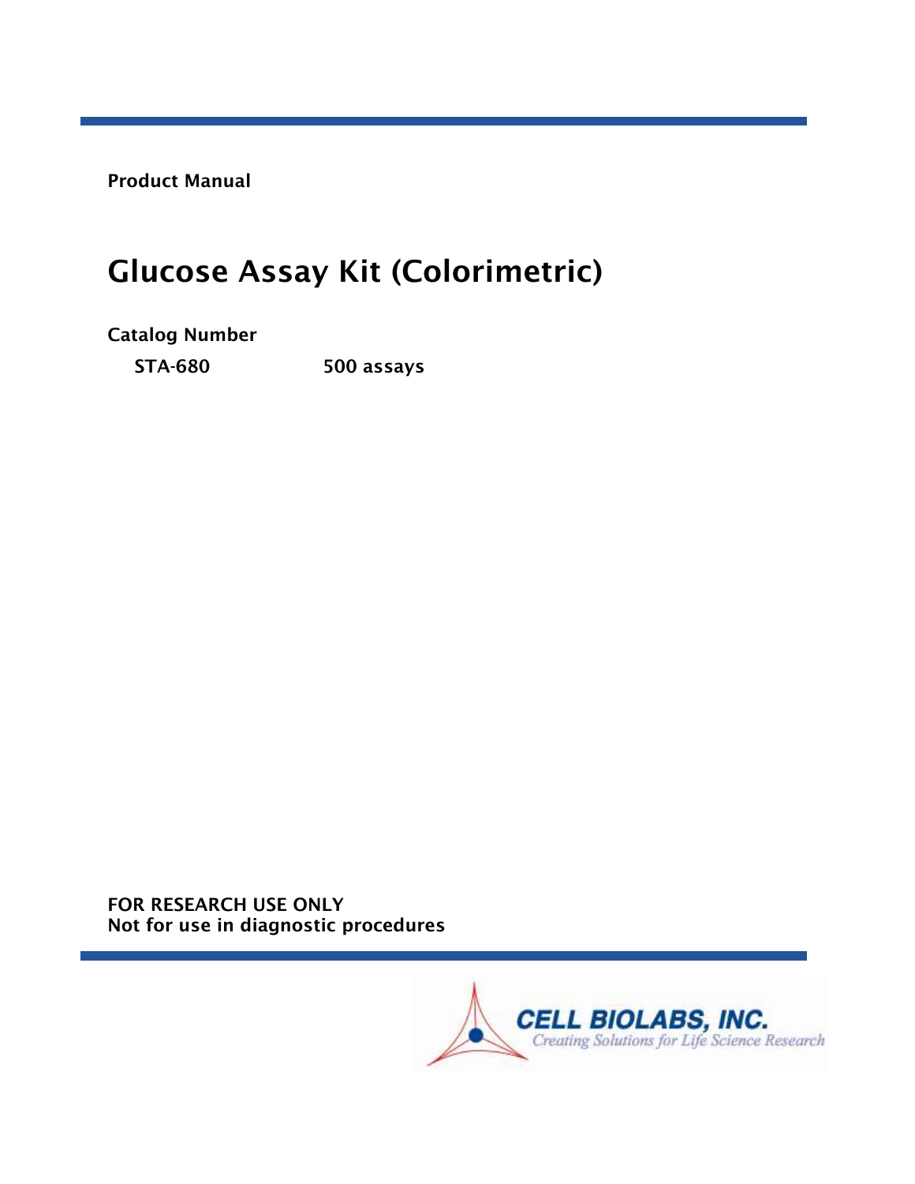**Product Manual**

# Glucose Assay Kit (Colorimetric)

**Catalog Number**

| | |
|---|---|
| **STA-680** | **500 assays** |

**FOR RESEARCH USE ONLY**
**Not for use in diagnostic procedures**

CELL BIOLABS, INC.
*Creating Solutions for Life Science Research*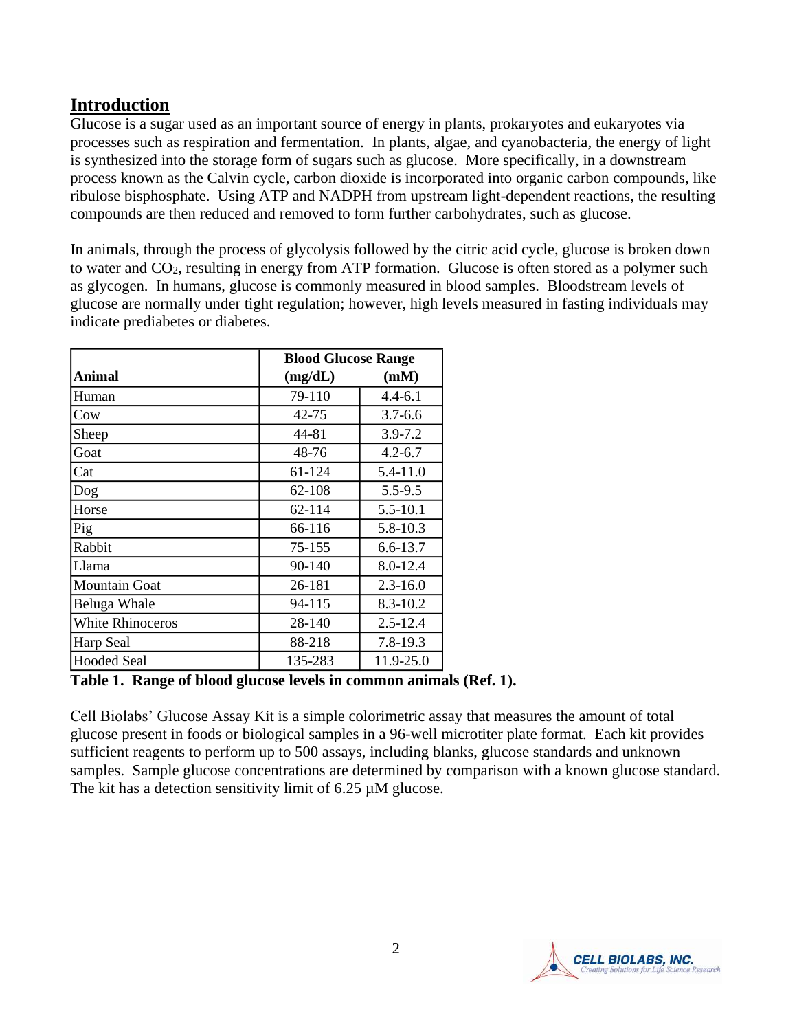## Introduction

Glucose is a sugar used as an important source of energy in plants, prokaryotes and eukaryotes via processes such as respiration and fermentation. In plants, algae, and cyanobacteria, the energy of light is synthesized into the storage form of sugars such as glucose. More specifically, in a downstream process known as the Calvin cycle, carbon dioxide is incorporated into organic carbon compounds, like ribulose bisphosphate. Using ATP and NADPH from upstream light-dependent reactions, the resulting compounds are then reduced and removed to form further carbohydrates, such as glucose.

In animals, through the process of glycolysis followed by the citric acid cycle, glucose is broken down to water and $CO_2$, resulting in energy from ATP formation. Glucose is often stored as a polymer such as glycogen. In humans, glucose is commonly measured in blood samples. Bloodstream levels of glucose are normally under tight regulation; however, high levels measured in fasting individuals may indicate prediabetes or diabetes.

| Animal | Blood Glucose Range (mg/dL) | (mM) |
|---|---|---|
| Human | 79-110 | 4.4-6.1 |
| Cow | 42-75 | 3.7-6.6 |
| Sheep | 44-81 | 3.9-7.2 |
| Goat | 48-76 | 4.2-6.7 |
| Cat | 61-124 | 5.4-11.0 |
| Dog | 62-108 | 5.5-9.5 |
| Horse | 62-114 | 5.5-10.1 |
| Pig | 66-116 | 5.8-10.3 |
| Rabbit | 75-155 | 6.6-13.7 |
| Llama | 90-140 | 8.0-12.4 |
| Mountain Goat | 26-181 | 2.3-16.0 |
| Beluga Whale | 94-115 | 8.3-10.2 |
| White Rhinoceros | 28-140 | 2.5-12.4 |
| Harp Seal | 88-218 | 7.8-19.3 |
| Hooded Seal | 135-283 | 11.9-25.0 |

**Table 1. Range of blood glucose levels in common animals (Ref. 1).**

Cell Biolabs' Glucose Assay Kit is a simple colorimetric assay that measures the amount of total glucose present in foods or biological samples in a 96-well microtiter plate format. Each kit provides sufficient reagents to perform up to 500 assays, including blanks, glucose standards and unknown samples. Sample glucose concentrations are determined by comparison with a known glucose standard. The kit has a detection sensitivity limit of 6.25 µM glucose.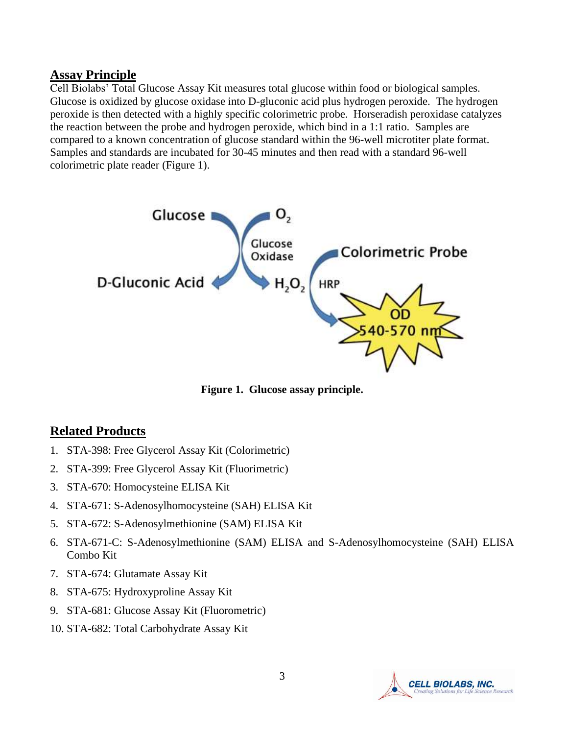## Assay Principle

Cell Biolabs' Total Glucose Assay Kit measures total glucose within food or biological samples. Glucose is oxidized by glucose oxidase into D-gluconic acid plus hydrogen peroxide. The hydrogen peroxide is then detected with a highly specific colorimetric probe. Horseradish peroxidase catalyzes the reaction between the probe and hydrogen peroxide, which bind in a 1:1 ratio. Samples are compared to a known concentration of glucose standard within the 96-well microtiter plate format. Samples and standards are incubated for 30-45 minutes and then read with a standard 96-well colorimetric plate reader (Figure 1).

**Figure 1. Glucose assay principle.**

## Related Products

1. STA-398: Free Glycerol Assay Kit (Colorimetric)
2. STA-399: Free Glycerol Assay Kit (Fluorimetric)
3. STA-670: Homocysteine ELISA Kit
4. STA-671: S-Adenosylhomocysteine (SAH) ELISA Kit
5. STA-672: S-Adenosylmethionine (SAM) ELISA Kit
6. STA-671-C: S-Adenosylmethionine (SAM) ELISA and S-Adenosylhomocysteine (SAH) ELISA Combo Kit
7. STA-674: Glutamate Assay Kit
8. STA-675: Hydroxyproline Assay Kit
9. STA-681: Glucose Assay Kit (Fluorometric)
10. STA-682: Total Carbohydrate Assay Kit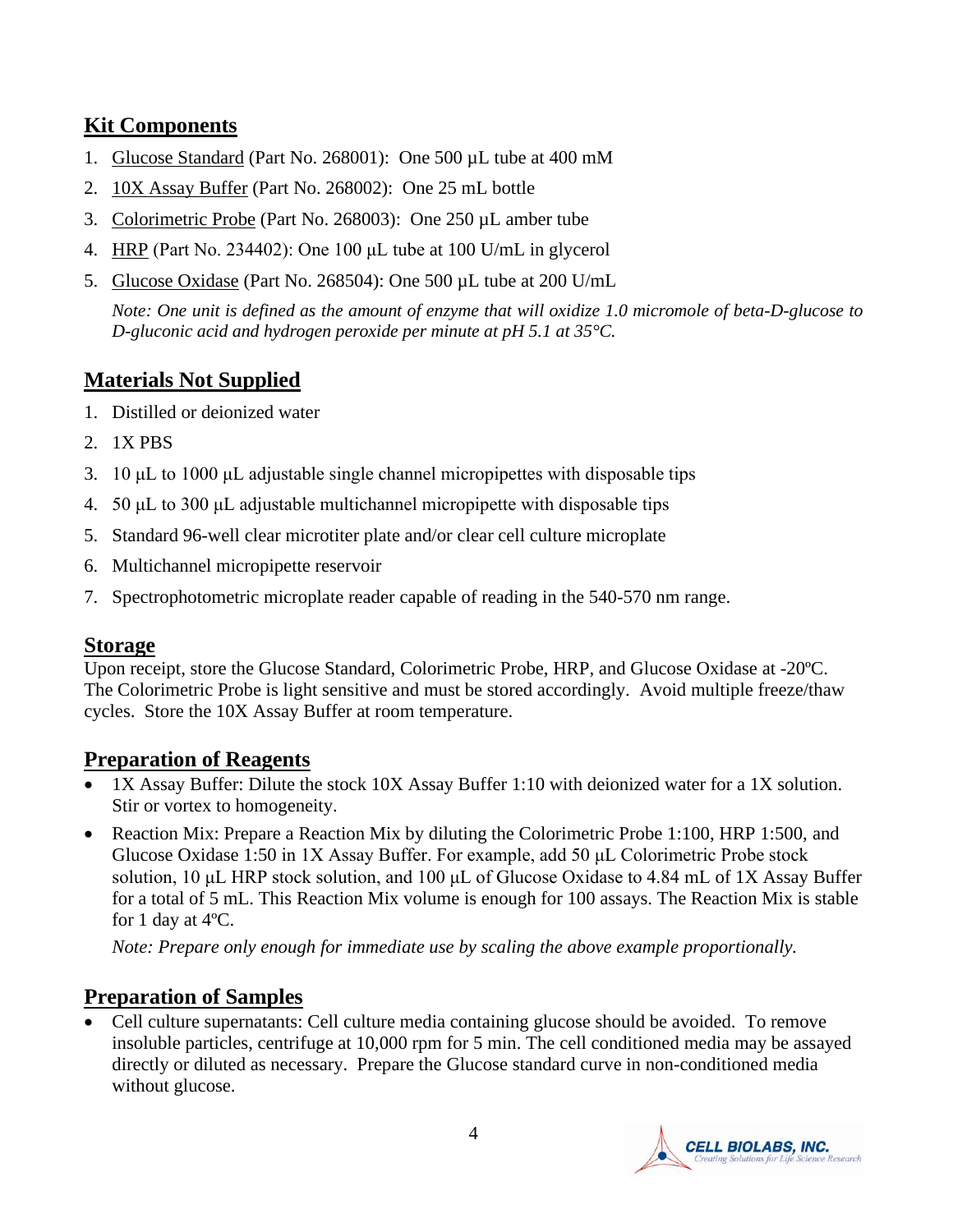## Kit Components

1. Glucose Standard (Part No. 268001): One 500 µL tube at 400 mM
2. 10X Assay Buffer (Part No. 268002): One 25 mL bottle
3. Colorimetric Probe (Part No. 268003): One 250 µL amber tube
4. HRP (Part No. 234402): One 100 µL tube at 100 U/mL in glycerol
5. Glucose Oxidase (Part No. 268504): One 500 µL tube at 200 U/mL

   *Note: One unit is defined as the amount of enzyme that will oxidize 1.0 micromole of beta-D-glucose to D-gluconic acid and hydrogen peroxide per minute at pH 5.1 at 35°C.*

## Materials Not Supplied

1. Distilled or deionized water
2. 1X PBS
3. 10 µL to 1000 µL adjustable single channel micropipettes with disposable tips
4. 50 µL to 300 µL adjustable multichannel micropipette with disposable tips
5. Standard 96-well clear microtiter plate and/or clear cell culture microplate
6. Multichannel micropipette reservoir
7. Spectrophotometric microplate reader capable of reading in the 540-570 nm range.

## Storage

Upon receipt, store the Glucose Standard, Colorimetric Probe, HRP, and Glucose Oxidase at -20ºC. The Colorimetric Probe is light sensitive and must be stored accordingly. Avoid multiple freeze/thaw cycles. Store the 10X Assay Buffer at room temperature.

## Preparation of Reagents

- 1X Assay Buffer: Dilute the stock 10X Assay Buffer 1:10 with deionized water for a 1X solution. Stir or vortex to homogeneity.
- Reaction Mix: Prepare a Reaction Mix by diluting the Colorimetric Probe 1:100, HRP 1:500, and Glucose Oxidase 1:50 in 1X Assay Buffer. For example, add 50 µL Colorimetric Probe stock solution, 10 µL HRP stock solution, and 100 µL of Glucose Oxidase to 4.84 mL of 1X Assay Buffer for a total of 5 mL. This Reaction Mix volume is enough for 100 assays. The Reaction Mix is stable for 1 day at 4ºC.

  *Note: Prepare only enough for immediate use by scaling the above example proportionally.*

## Preparation of Samples

- Cell culture supernatants: Cell culture media containing glucose should be avoided. To remove insoluble particles, centrifuge at 10,000 rpm for 5 min. The cell conditioned media may be assayed directly or diluted as necessary. Prepare the Glucose standard curve in non-conditioned media without glucose.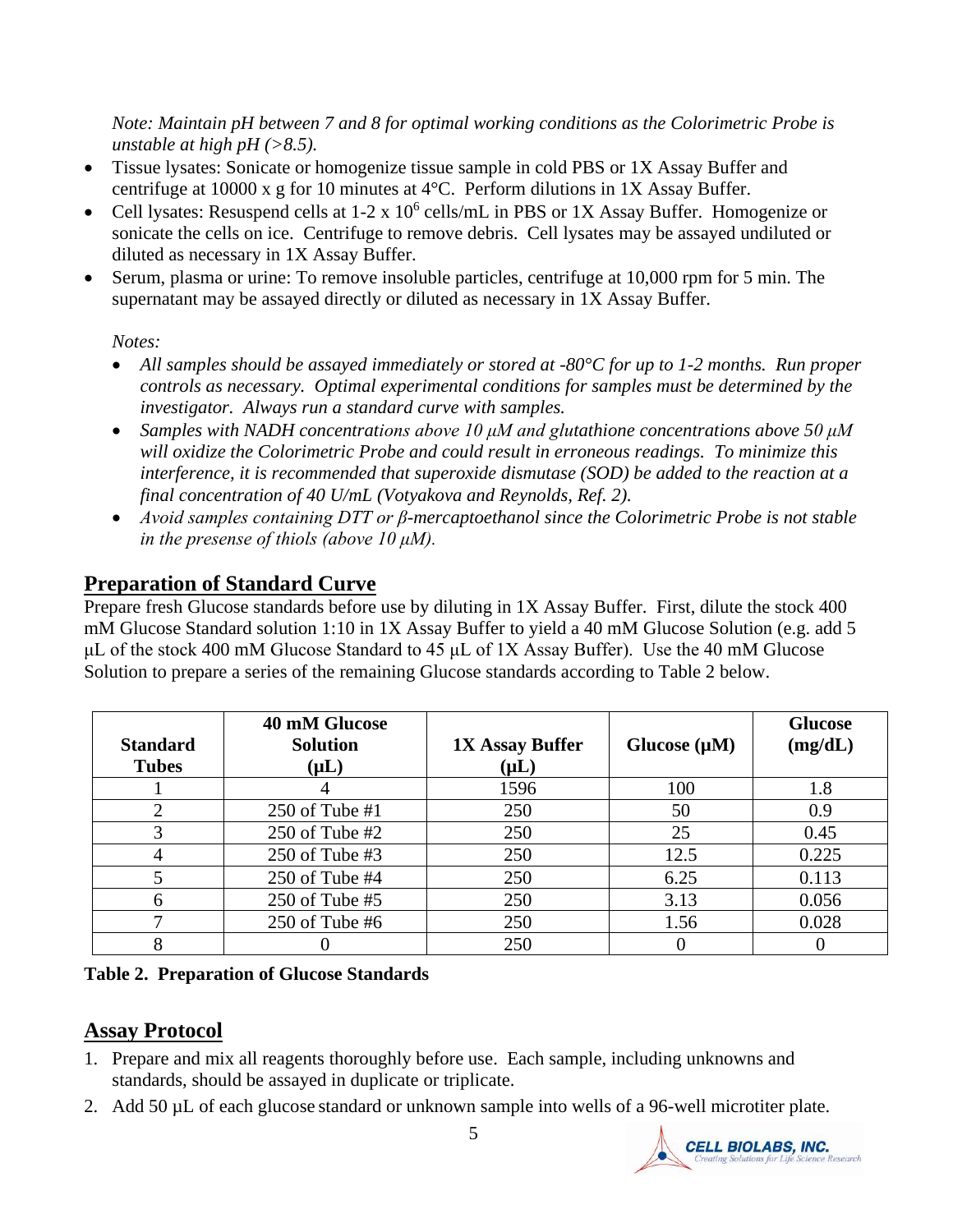*Note: Maintain pH between 7 and 8 for optimal working conditions as the Colorimetric Probe is unstable at high pH (>8.5).*

- Tissue lysates: Sonicate or homogenize tissue sample in cold PBS or 1X Assay Buffer and centrifuge at 10000 x g for 10 minutes at 4°C. Perform dilutions in 1X Assay Buffer.
- Cell lysates: Resuspend cells at 1-2 x $10^6$ cells/mL in PBS or 1X Assay Buffer. Homogenize or sonicate the cells on ice. Centrifuge to remove debris. Cell lysates may be assayed undiluted or diluted as necessary in 1X Assay Buffer.
- Serum, plasma or urine: To remove insoluble particles, centrifuge at 10,000 rpm for 5 min. The supernatant may be assayed directly or diluted as necessary in 1X Assay Buffer.

*Notes:*

- *All samples should be assayed immediately or stored at -80°C for up to 1-2 months. Run proper controls as necessary. Optimal experimental conditions for samples must be determined by the investigator. Always run a standard curve with samples.*
- *Samples with NADH concentrations above 10 µM and glutathione concentrations above 50 µM will oxidize the Colorimetric Probe and could result in erroneous readings. To minimize this interference, it is recommended that superoxide dismutase (SOD) be added to the reaction at a final concentration of 40 U/mL (Votyakova and Reynolds, Ref. 2).*
- *Avoid samples containing DTT or β-mercaptoethanol since the Colorimetric Probe is not stable in the presense of thiols (above 10 µM).*

## Preparation of Standard Curve

Prepare fresh Glucose standards before use by diluting in 1X Assay Buffer. First, dilute the stock 400 mM Glucose Standard solution 1:10 in 1X Assay Buffer to yield a 40 mM Glucose Solution (e.g. add 5 µL of the stock 400 mM Glucose Standard to 45 µL of 1X Assay Buffer). Use the 40 mM Glucose Solution to prepare a series of the remaining Glucose standards according to Table 2 below.

| Standard Tubes | 40 mM Glucose Solution (µL) | 1X Assay Buffer (µL) | Glucose (µM) | Glucose (mg/dL) |
|---|---|---|---|---|
| 1 | 4 | 1596 | 100 | 1.8 |
| 2 | 250 of Tube #1 | 250 | 50 | 0.9 |
| 3 | 250 of Tube #2 | 250 | 25 | 0.45 |
| 4 | 250 of Tube #3 | 250 | 12.5 | 0.225 |
| 5 | 250 of Tube #4 | 250 | 6.25 | 0.113 |
| 6 | 250 of Tube #5 | 250 | 3.13 | 0.056 |
| 7 | 250 of Tube #6 | 250 | 1.56 | 0.028 |
| 8 | 0 | 250 | 0 | 0 |

**Table 2. Preparation of Glucose Standards**

## Assay Protocol

1. Prepare and mix all reagents thoroughly before use. Each sample, including unknowns and standards, should be assayed in duplicate or triplicate.
2. Add 50 µL of each glucose standard or unknown sample into wells of a 96-well microtiter plate.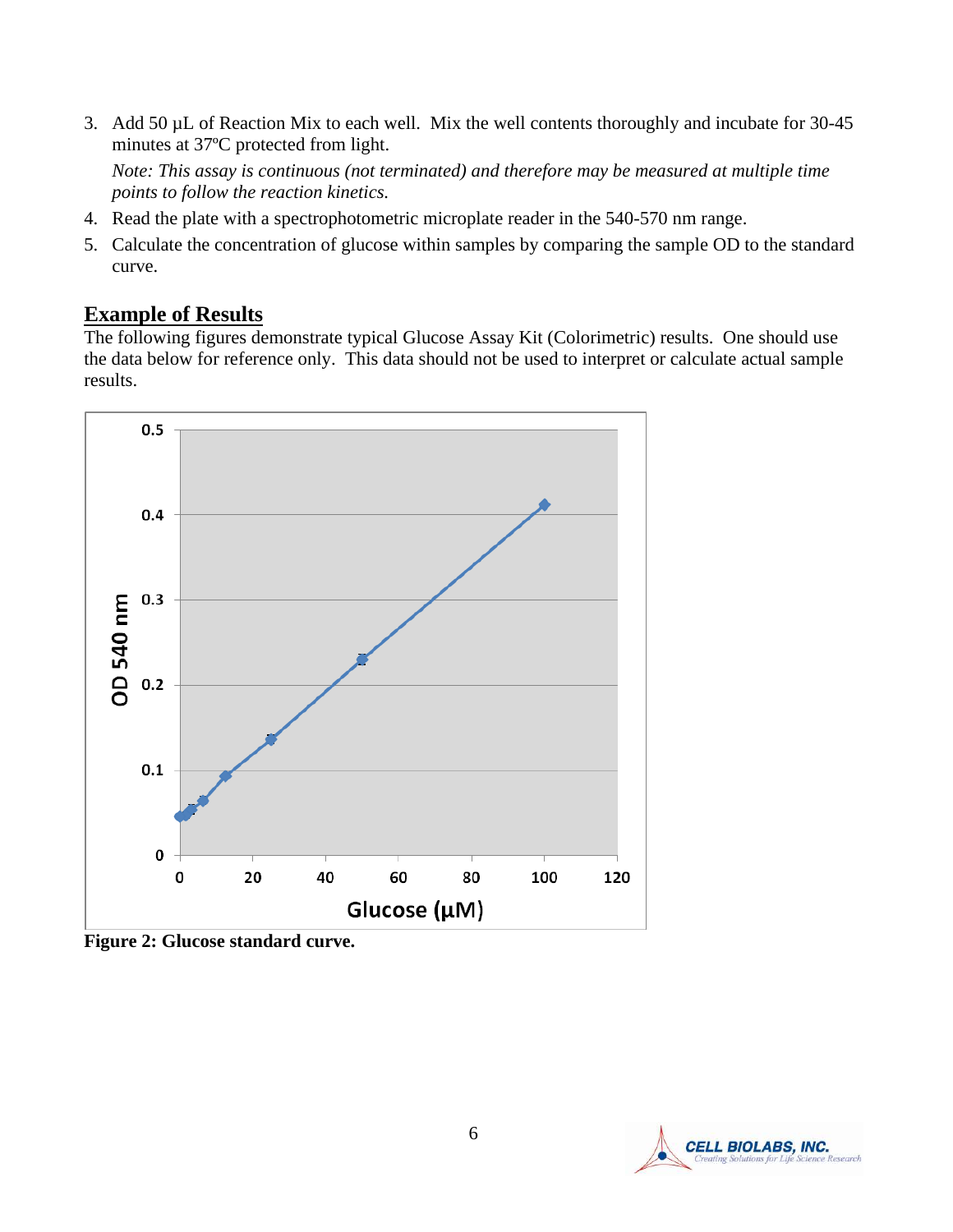3. Add 50 µL of Reaction Mix to each well. Mix the well contents thoroughly and incubate for 30-45 minutes at 37ºC protected from light.

   *Note: This assay is continuous (not terminated) and therefore may be measured at multiple time points to follow the reaction kinetics.*

4. Read the plate with a spectrophotometric microplate reader in the 540-570 nm range.
5. Calculate the concentration of glucose within samples by comparing the sample OD to the standard curve.

## Example of Results

The following figures demonstrate typical Glucose Assay Kit (Colorimetric) results. One should use the data below for reference only. This data should not be used to interpret or calculate actual sample results.

**Figure 2: Glucose standard curve.**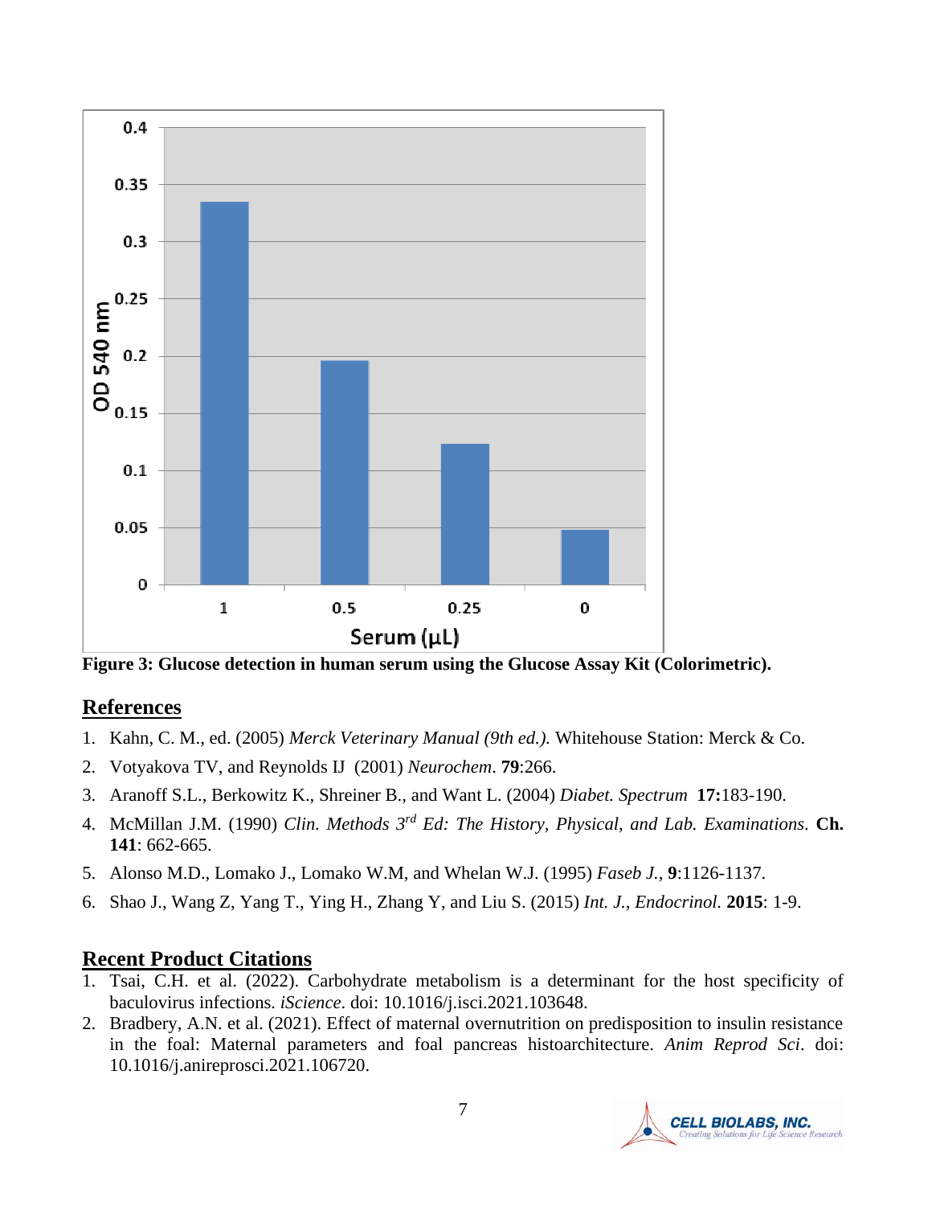**Figure 3: Glucose detection in human serum using the Glucose Assay Kit (Colorimetric).**

## References

1. Kahn, C. M., ed. (2005) *Merck Veterinary Manual (9th ed.).* Whitehouse Station: Merck & Co.
2. Votyakova TV, and Reynolds IJ (2001) *Neurochem*. **79**:266.
3. Aranoff S.L., Berkowitz K., Shreiner B., and Want L. (2004) *Diabet. Spectrum* **17:**183-190.
4. McMillan J.M. (1990) *Clin. Methods 3rd Ed: The History, Physical, and Lab. Examinations.* **Ch. 141**: 662-665.
5. Alonso M.D., Lomako J., Lomako W.M, and Whelan W.J. (1995) *Faseb J.*, **9**:1126-1137.
6. Shao J., Wang Z, Yang T., Ying H., Zhang Y, and Liu S. (2015) *Int. J., Endocrinol.* **2015**: 1-9.

## Recent Product Citations

1. Tsai, C.H. et al. (2022). Carbohydrate metabolism is a determinant for the host specificity of baculovirus infections. *iScience*. doi: 10.1016/j.isci.2021.103648.
2. Bradbery, A.N. et al. (2021). Effect of maternal overnutrition on predisposition to insulin resistance in the foal: Maternal parameters and foal pancreas histoarchitecture. *Anim Reprod Sci*. doi: 10.1016/j.anireprosci.2021.106720.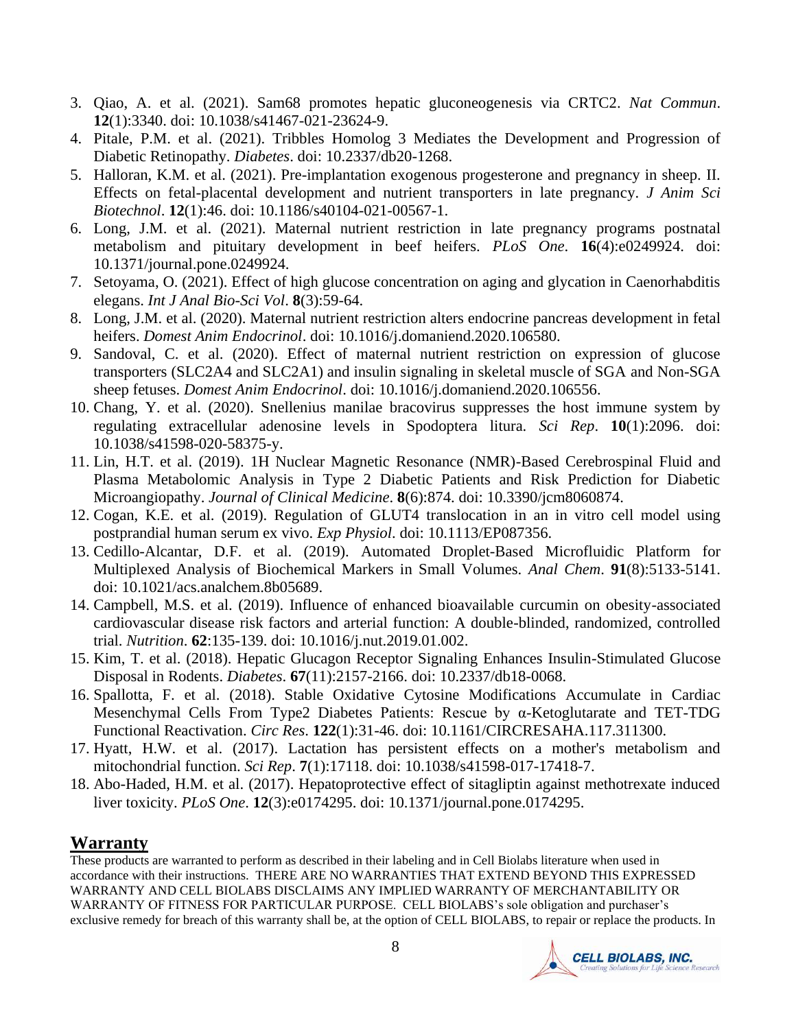3. Qiao, A. et al. (2021). Sam68 promotes hepatic gluconeogenesis via CRTC2. *Nat Commun*. **12**(1):3340. doi: 10.1038/s41467-021-23624-9.
4. Pitale, P.M. et al. (2021). Tribbles Homolog 3 Mediates the Development and Progression of Diabetic Retinopathy. *Diabetes*. doi: 10.2337/db20-1268.
5. Halloran, K.M. et al. (2021). Pre-implantation exogenous progesterone and pregnancy in sheep. II. Effects on fetal-placental development and nutrient transporters in late pregnancy. *J Anim Sci Biotechnol*. **12**(1):46. doi: 10.1186/s40104-021-00567-1.
6. Long, J.M. et al. (2021). Maternal nutrient restriction in late pregnancy programs postnatal metabolism and pituitary development in beef heifers. *PLoS One*. **16**(4):e0249924. doi: 10.1371/journal.pone.0249924.
7. Setoyama, O. (2021). Effect of high glucose concentration on aging and glycation in Caenorhabditis elegans. *Int J Anal Bio-Sci Vol*. **8**(3):59-64.
8. Long, J.M. et al. (2020). Maternal nutrient restriction alters endocrine pancreas development in fetal heifers. *Domest Anim Endocrinol*. doi: 10.1016/j.domaniend.2020.106580.
9. Sandoval, C. et al. (2020). Effect of maternal nutrient restriction on expression of glucose transporters (SLC2A4 and SLC2A1) and insulin signaling in skeletal muscle of SGA and Non-SGA sheep fetuses. *Domest Anim Endocrinol*. doi: 10.1016/j.domaniend.2020.106556.
10. Chang, Y. et al. (2020). Snellenius manilae bracovirus suppresses the host immune system by regulating extracellular adenosine levels in Spodoptera litura. *Sci Rep*. **10**(1):2096. doi: 10.1038/s41598-020-58375-y.
11. Lin, H.T. et al. (2019). 1H Nuclear Magnetic Resonance (NMR)-Based Cerebrospinal Fluid and Plasma Metabolomic Analysis in Type 2 Diabetic Patients and Risk Prediction for Diabetic Microangiopathy. *Journal of Clinical Medicine*. **8**(6):874. doi: 10.3390/jcm8060874.
12. Cogan, K.E. et al. (2019). Regulation of GLUT4 translocation in an in vitro cell model using postprandial human serum ex vivo. *Exp Physiol*. doi: 10.1113/EP087356.
13. Cedillo-Alcantar, D.F. et al. (2019). Automated Droplet-Based Microfluidic Platform for Multiplexed Analysis of Biochemical Markers in Small Volumes. *Anal Chem*. **91**(8):5133-5141. doi: 10.1021/acs.analchem.8b05689.
14. Campbell, M.S. et al. (2019). Influence of enhanced bioavailable curcumin on obesity-associated cardiovascular disease risk factors and arterial function: A double-blinded, randomized, controlled trial. *Nutrition*. **62**:135-139. doi: 10.1016/j.nut.2019.01.002.
15. Kim, T. et al. (2018). Hepatic Glucagon Receptor Signaling Enhances Insulin-Stimulated Glucose Disposal in Rodents. *Diabetes*. **67**(11):2157-2166. doi: 10.2337/db18-0068.
16. Spallotta, F. et al. (2018). Stable Oxidative Cytosine Modifications Accumulate in Cardiac Mesenchymal Cells From Type2 Diabetes Patients: Rescue by α-Ketoglutarate and TET-TDG Functional Reactivation. *Circ Res*. **122**(1):31-46. doi: 10.1161/CIRCRESAHA.117.311300.
17. Hyatt, H.W. et al. (2017). Lactation has persistent effects on a mother's metabolism and mitochondrial function. *Sci Rep*. **7**(1):17118. doi: 10.1038/s41598-017-17418-7.
18. Abo-Haded, H.M. et al. (2017). Hepatoprotective effect of sitagliptin against methotrexate induced liver toxicity. *PLoS One*. **12**(3):e0174295. doi: 10.1371/journal.pone.0174295.

## Warranty

These products are warranted to perform as described in their labeling and in Cell Biolabs literature when used in accordance with their instructions. THERE ARE NO WARRANTIES THAT EXTEND BEYOND THIS EXPRESSED WARRANTY AND CELL BIOLABS DISCLAIMS ANY IMPLIED WARRANTY OF MERCHANTABILITY OR WARRANTY OF FITNESS FOR PARTICULAR PURPOSE. CELL BIOLABS's sole obligation and purchaser's exclusive remedy for breach of this warranty shall be, at the option of CELL BIOLABS, to repair or replace the products. In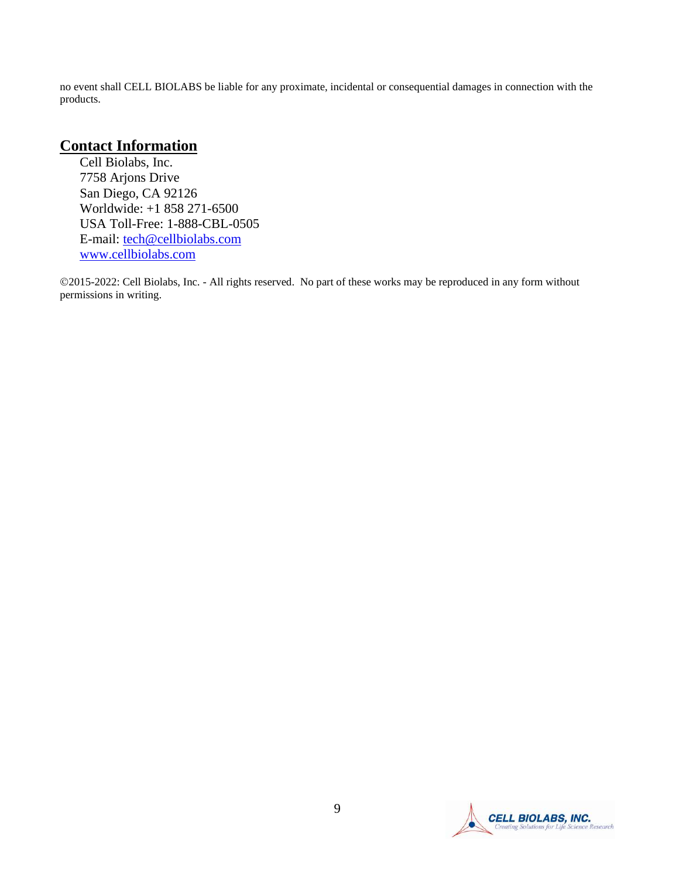no event shall CELL BIOLABS be liable for any proximate, incidental or consequential damages in connection with the products.

## Contact Information

Cell Biolabs, Inc.
7758 Arjons Drive
San Diego, CA 92126
Worldwide: +1 858 271-6500
USA Toll-Free: 1-888-CBL-0505
E-mail: tech@cellbiolabs.com
www.cellbiolabs.com

©2015-2022: Cell Biolabs, Inc. - All rights reserved. No part of these works may be reproduced in any form without permissions in writing.